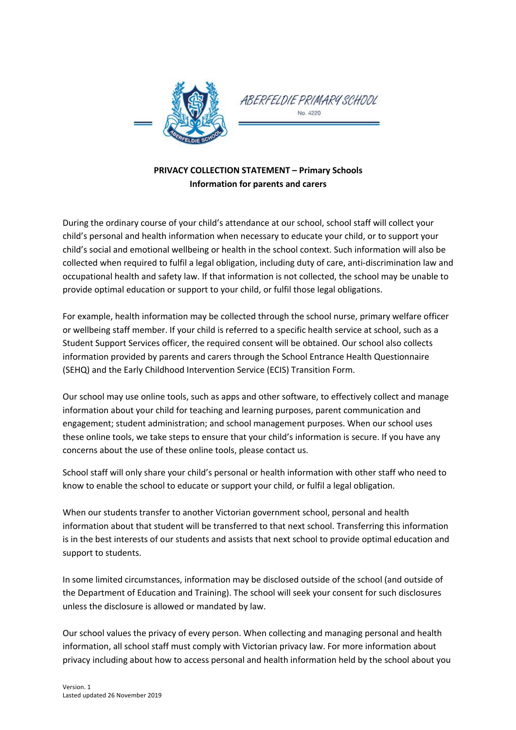ABERFELDIE PRIMARY SCHOOL

No. 4220

**PRIVACY COLLECTION STATEMENT – Primary Schools**
**Information for parents and carers**

During the ordinary course of your child's attendance at our school, school staff will collect your child's personal and health information when necessary to educate your child, or to support your child's social and emotional wellbeing or health in the school context. Such information will also be collected when required to fulfil a legal obligation, including duty of care, anti-discrimination law and occupational health and safety law. If that information is not collected, the school may be unable to provide optimal education or support to your child, or fulfil those legal obligations.

For example, health information may be collected through the school nurse, primary welfare officer or wellbeing staff member. If your child is referred to a specific health service at school, such as a Student Support Services officer, the required consent will be obtained. Our school also collects information provided by parents and carers through the School Entrance Health Questionnaire (SEHQ) and the Early Childhood Intervention Service (ECIS) Transition Form.

Our school may use online tools, such as apps and other software, to effectively collect and manage information about your child for teaching and learning purposes, parent communication and engagement; student administration; and school management purposes. When our school uses these online tools, we take steps to ensure that your child's information is secure. If you have any concerns about the use of these online tools, please contact us.

School staff will only share your child's personal or health information with other staff who need to know to enable the school to educate or support your child, or fulfil a legal obligation.

When our students transfer to another Victorian government school, personal and health information about that student will be transferred to that next school. Transferring this information is in the best interests of our students and assists that next school to provide optimal education and support to students.

In some limited circumstances, information may be disclosed outside of the school (and outside of the Department of Education and Training). The school will seek your consent for such disclosures unless the disclosure is allowed or mandated by law.

Our school values the privacy of every person. When collecting and managing personal and health information, all school staff must comply with Victorian privacy law. For more information about privacy including about how to access personal and health information held by the school about you

Version. 1
Lasted updated 26 November 2019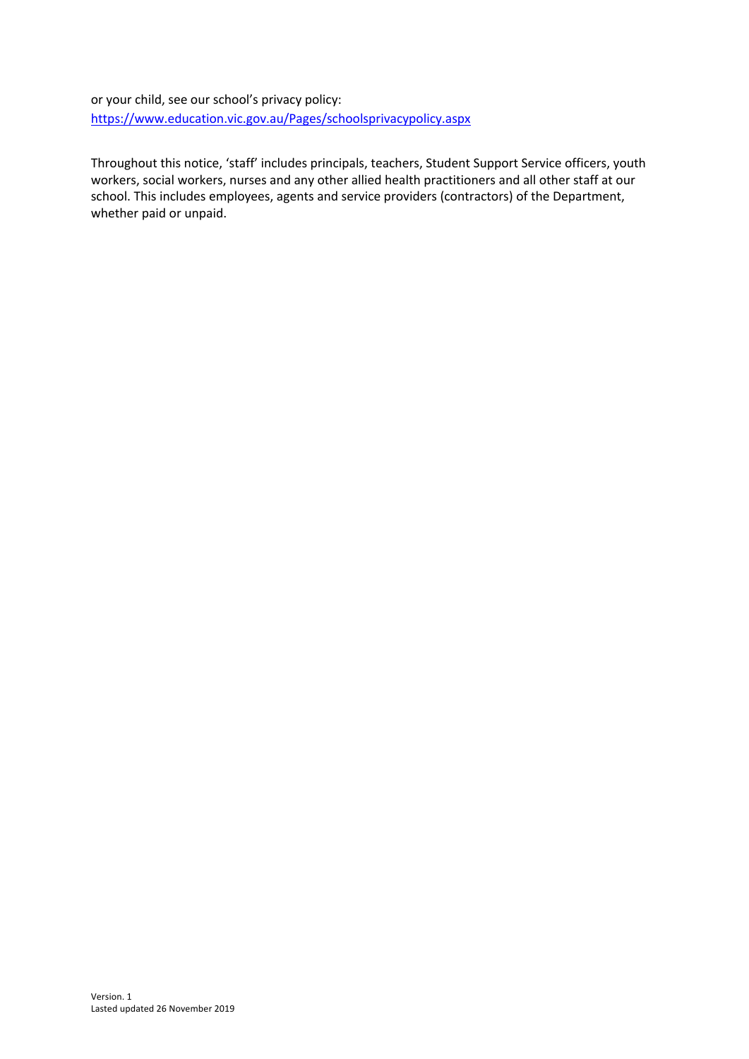or your child, see our school's privacy policy:
https://www.education.vic.gov.au/Pages/schoolsprivacypolicy.aspx

Throughout this notice, 'staff' includes principals, teachers, Student Support Service officers, youth workers, social workers, nurses and any other allied health practitioners and all other staff at our school. This includes employees, agents and service providers (contractors) of the Department, whether paid or unpaid.